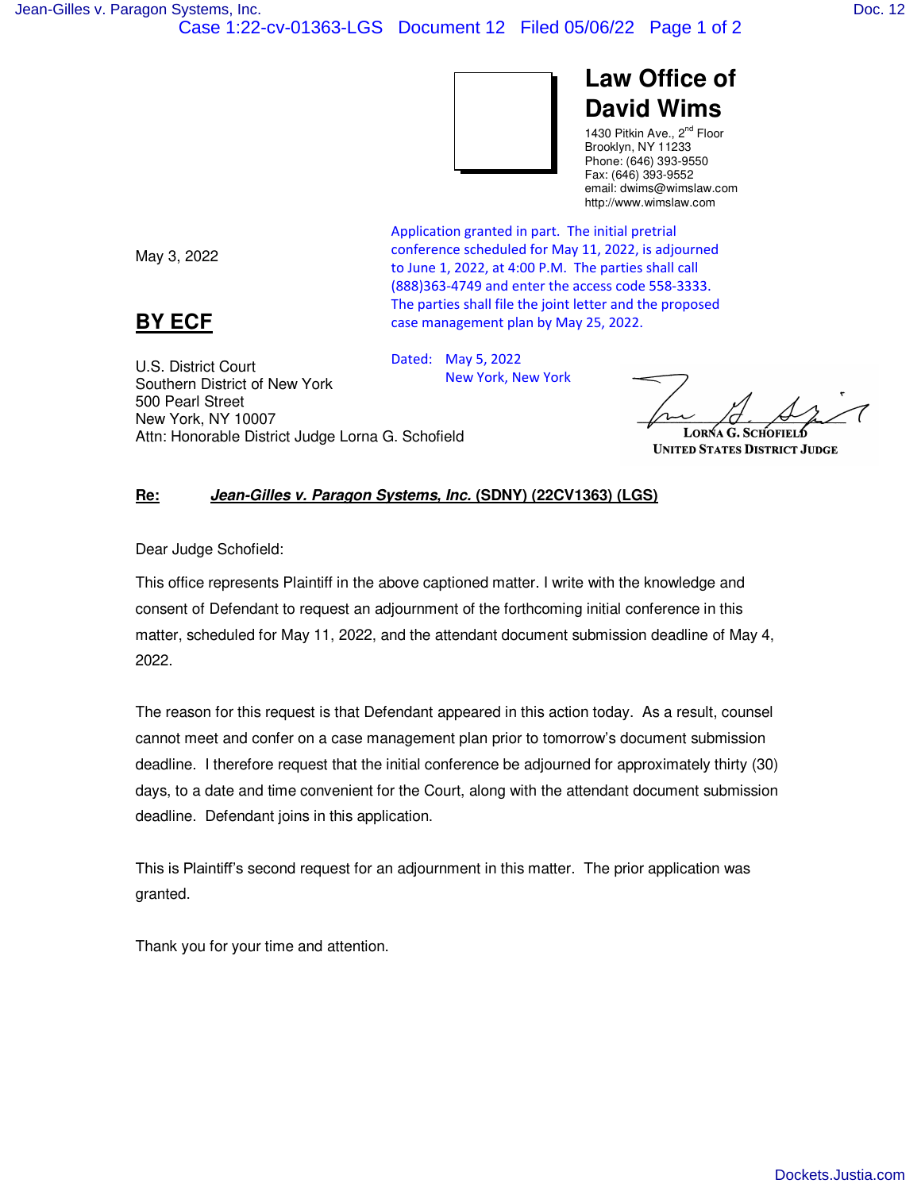# Law Office of David Wims

1430 Pitkin Ave., 2nd Floor
Brooklyn, NY 11233
Phone: (646) 393-9550
Fax: (646) 393-9552
email: dwims@wimslaw.com
http://www.wimslaw.com

Application granted in part. The initial pretrial conference scheduled for May 11, 2022, is adjourned to June 1, 2022, at 4:00 P.M. The parties shall call (888)363-4749 and enter the access code 558-3333. The parties shall file the joint letter and the proposed case management plan by May 25, 2022.

Dated: May 5, 2022
New York, New York

LORNA G. SCHOFIELD
UNITED STATES DISTRICT JUDGE

May 3, 2022

**BY ECF**

U.S. District Court
Southern District of New York
500 Pearl Street
New York, NY 10007
Attn: Honorable District Judge Lorna G. Schofield

**Re:** ***Jean-Gilles v. Paragon Systems, Inc.*** **(SDNY) (22CV1363) (LGS)**

Dear Judge Schofield:

This office represents Plaintiff in the above captioned matter. I write with the knowledge and consent of Defendant to request an adjournment of the forthcoming initial conference in this matter, scheduled for May 11, 2022, and the attendant document submission deadline of May 4, 2022.

The reason for this request is that Defendant appeared in this action today. As a result, counsel cannot meet and confer on a case management plan prior to tomorrow's document submission deadline. I therefore request that the initial conference be adjourned for approximately thirty (30) days, to a date and time convenient for the Court, along with the attendant document submission deadline. Defendant joins in this application.

This is Plaintiff's second request for an adjournment in this matter. The prior application was granted.

Thank you for your time and attention.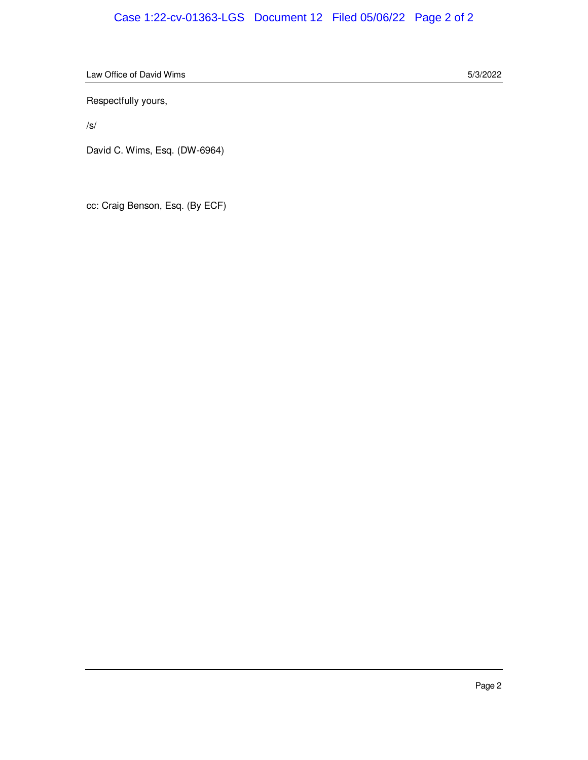Respectfully yours,

/s/

David C. Wims, Esq. (DW-6964)

cc: Craig Benson, Esq. (By ECF)